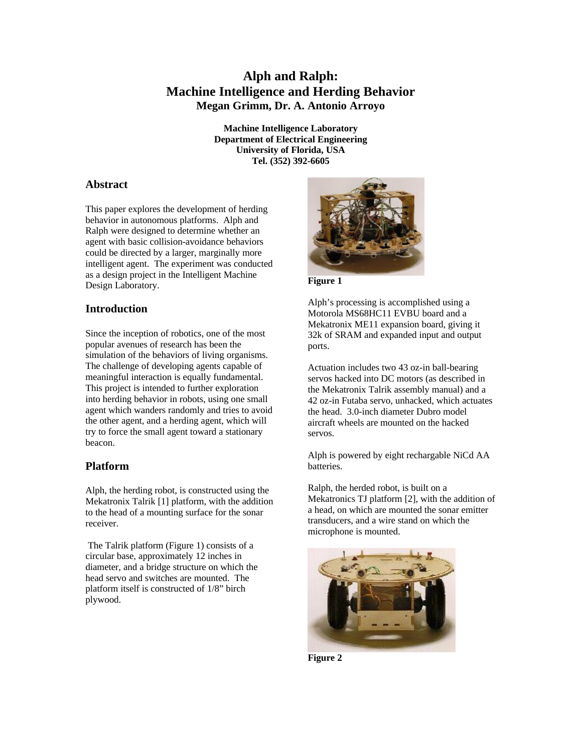# Alph and Ralph: Machine Intelligence and Herding Behavior

**Megan Grimm, Dr. A. Antonio Arroyo**

**Machine Intelligence Laboratory**
**Department of Electrical Engineering**
**University of Florida, USA**
**Tel. (352) 392-6605**

## Abstract

This paper explores the development of herding behavior in autonomous platforms. Alph and Ralph were designed to determine whether an agent with basic collision-avoidance behaviors could be directed by a larger, marginally more intelligent agent. The experiment was conducted as a design project in the Intelligent Machine Design Laboratory.

## Introduction

Since the inception of robotics, one of the most popular avenues of research has been the simulation of the behaviors of living organisms. The challenge of developing agents capable of meaningful interaction is equally fundamental. This project is intended to further exploration into herding behavior in robots, using one small agent which wanders randomly and tries to avoid the other agent, and a herding agent, which will try to force the small agent toward a stationary beacon.

## Platform

Alph, the herding robot, is constructed using the Mekatronix Talrik [1] platform, with the addition to the head of a mounting surface for the sonar receiver.

The Talrik platform (Figure 1) consists of a circular base, approximately 12 inches in diameter, and a bridge structure on which the head servo and switches are mounted. The platform itself is constructed of 1/8" birch plywood.

**Figure 1**

Alph's processing is accomplished using a Motorola MS68HC11 EVBU board and a Mekatronix ME11 expansion board, giving it 32k of SRAM and expanded input and output ports.

Actuation includes two 43 oz-in ball-bearing servos hacked into DC motors (as described in the Mekatronix Talrik assembly manual) and a 42 oz-in Futaba servo, unhacked, which actuates the head. 3.0-inch diameter Dubro model aircraft wheels are mounted on the hacked servos.

Alph is powered by eight rechargable NiCd AA batteries.

Ralph, the herded robot, is built on a Mekatronics TJ platform [2], with the addition of a head, on which are mounted the sonar emitter transducers, and a wire stand on which the microphone is mounted.

**Figure 2**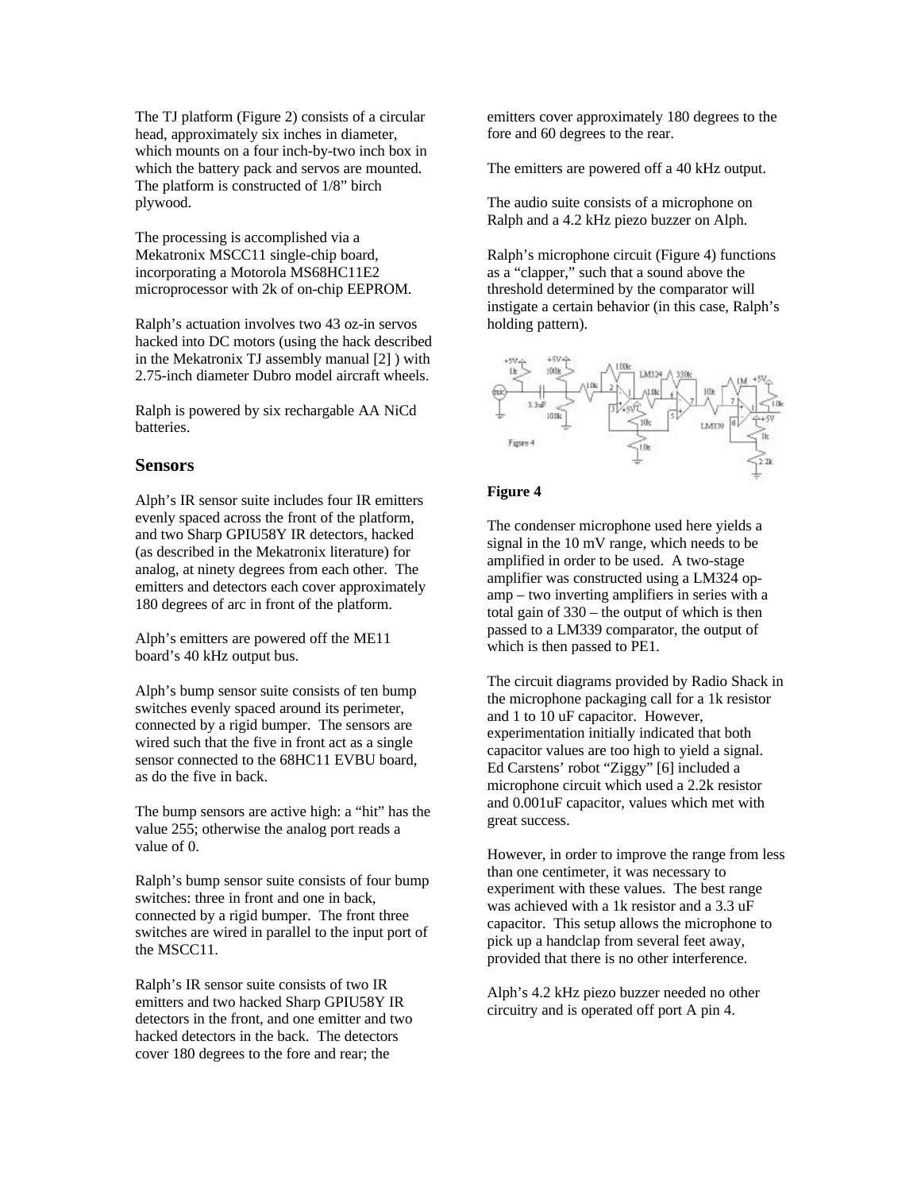The TJ platform (Figure 2) consists of a circular head, approximately six inches in diameter, which mounts on a four inch-by-two inch box in which the battery pack and servos are mounted. The platform is constructed of 1/8" birch plywood.

The processing is accomplished via a Mekatronix MSCC11 single-chip board, incorporating a Motorola MS68HC11E2 microprocessor with 2k of on-chip EEPROM.

Ralph's actuation involves two 43 oz-in servos hacked into DC motors (using the hack described in the Mekatronix TJ assembly manual [2] ) with 2.75-inch diameter Dubro model aircraft wheels.

Ralph is powered by six rechargable AA NiCd batteries.

## Sensors

Alph's IR sensor suite includes four IR emitters evenly spaced across the front of the platform, and two Sharp GPIU58Y IR detectors, hacked (as described in the Mekatronix literature) for analog, at ninety degrees from each other. The emitters and detectors each cover approximately 180 degrees of arc in front of the platform.

Alph's emitters are powered off the ME11 board's 40 kHz output bus.

Alph's bump sensor suite consists of ten bump switches evenly spaced around its perimeter, connected by a rigid bumper. The sensors are wired such that the five in front act as a single sensor connected to the 68HC11 EVBU board, as do the five in back.

The bump sensors are active high: a "hit" has the value 255; otherwise the analog port reads a value of 0.

Ralph's bump sensor suite consists of four bump switches: three in front and one in back, connected by a rigid bumper. The front three switches are wired in parallel to the input port of the MSCC11.

Ralph's IR sensor suite consists of two IR emitters and two hacked Sharp GPIU58Y IR detectors in the front, and one emitter and two hacked detectors in the back. The detectors cover 180 degrees to the fore and rear; the emitters cover approximately 180 degrees to the fore and 60 degrees to the rear.

The emitters are powered off a 40 kHz output.

The audio suite consists of a microphone on Ralph and a 4.2 kHz piezo buzzer on Alph.

Ralph's microphone circuit (Figure 4) functions as a "clapper," such that a sound above the threshold determined by the comparator will instigate a certain behavior (in this case, Ralph's holding pattern).

**Figure 4**

The condenser microphone used here yields a signal in the 10 mV range, which needs to be amplified in order to be used. A two-stage amplifier was constructed using a LM324 op-amp – two inverting amplifiers in series with a total gain of 330 – the output of which is then passed to a LM339 comparator, the output of which is then passed to PE1.

The circuit diagrams provided by Radio Shack in the microphone packaging call for a 1k resistor and 1 to 10 uF capacitor. However, experimentation initially indicated that both capacitor values are too high to yield a signal. Ed Carstens' robot "Ziggy" [6] included a microphone circuit which used a 2.2k resistor and 0.001uF capacitor, values which met with great success.

However, in order to improve the range from less than one centimeter, it was necessary to experiment with these values. The best range was achieved with a 1k resistor and a 3.3 uF capacitor. This setup allows the microphone to pick up a handclap from several feet away, provided that there is no other interference.

Alph's 4.2 kHz piezo buzzer needed no other circuitry and is operated off port A pin 4.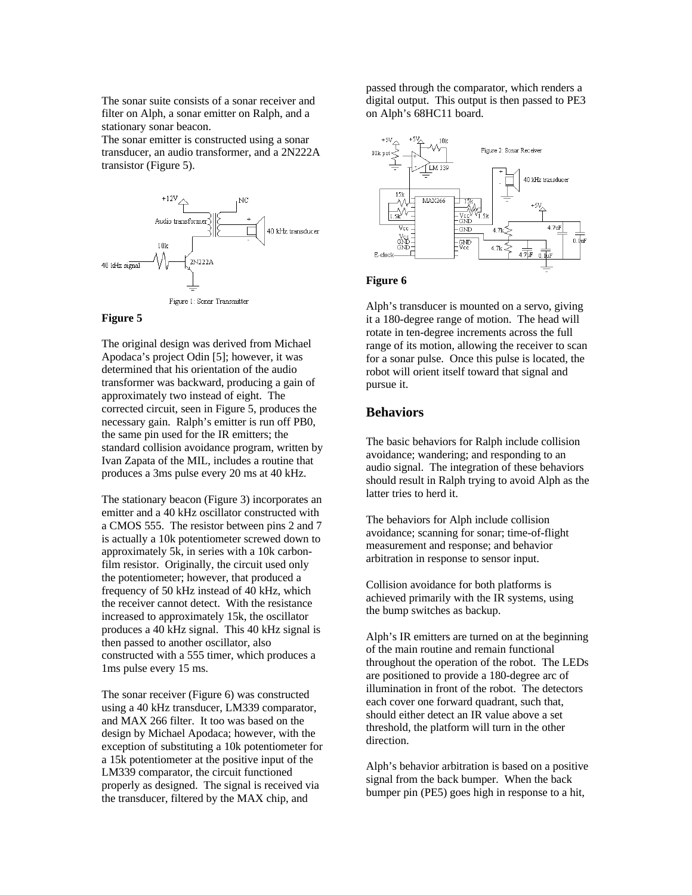The sonar suite consists of a sonar receiver and filter on Alph, a sonar emitter on Ralph, and a stationary sonar beacon.

The sonar emitter is constructed using a sonar transducer, an audio transformer, and a 2N222A transistor (Figure 5).

**Figure 5**

The original design was derived from Michael Apodaca's project Odin [5]; however, it was determined that his orientation of the audio transformer was backward, producing a gain of approximately two instead of eight. The corrected circuit, seen in Figure 5, produces the necessary gain. Ralph's emitter is run off PB0, the same pin used for the IR emitters; the standard collision avoidance program, written by Ivan Zapata of the MIL, includes a routine that produces a 3ms pulse every 20 ms at 40 kHz.

The stationary beacon (Figure 3) incorporates an emitter and a 40 kHz oscillator constructed with a CMOS 555. The resistor between pins 2 and 7 is actually a 10k potentiometer screwed down to approximately 5k, in series with a 10k carbon-film resistor. Originally, the circuit used only the potentiometer; however, that produced a frequency of 50 kHz instead of 40 kHz, which the receiver cannot detect. With the resistance increased to approximately 15k, the oscillator produces a 40 kHz signal. This 40 kHz signal is then passed to another oscillator, also constructed with a 555 timer, which produces a 1ms pulse every 15 ms.

The sonar receiver (Figure 6) was constructed using a 40 kHz transducer, LM339 comparator, and MAX 266 filter. It too was based on the design by Michael Apodaca; however, with the exception of substituting a 10k potentiometer for a 15k potentiometer at the positive input of the LM339 comparator, the circuit functioned properly as designed. The signal is received via the transducer, filtered by the MAX chip, and passed through the comparator, which renders a digital output. This output is then passed to PE3 on Alph's 68HC11 board.

**Figure 6**

Alph's transducer is mounted on a servo, giving it a 180-degree range of motion. The head will rotate in ten-degree increments across the full range of its motion, allowing the receiver to scan for a sonar pulse. Once this pulse is located, the robot will orient itself toward that signal and pursue it.

## Behaviors

The basic behaviors for Ralph include collision avoidance; wandering; and responding to an audio signal. The integration of these behaviors should result in Ralph trying to avoid Alph as the latter tries to herd it.

The behaviors for Alph include collision avoidance; scanning for sonar; time-of-flight measurement and response; and behavior arbitration in response to sensor input.

Collision avoidance for both platforms is achieved primarily with the IR systems, using the bump switches as backup.

Alph's IR emitters are turned on at the beginning of the main routine and remain functional throughout the operation of the robot. The LEDs are positioned to provide a 180-degree arc of illumination in front of the robot. The detectors each cover one forward quadrant, such that, should either detect an IR value above a set threshold, the platform will turn in the other direction.

Alph's behavior arbitration is based on a positive signal from the back bumper. When the back bumper pin (PE5) goes high in response to a hit,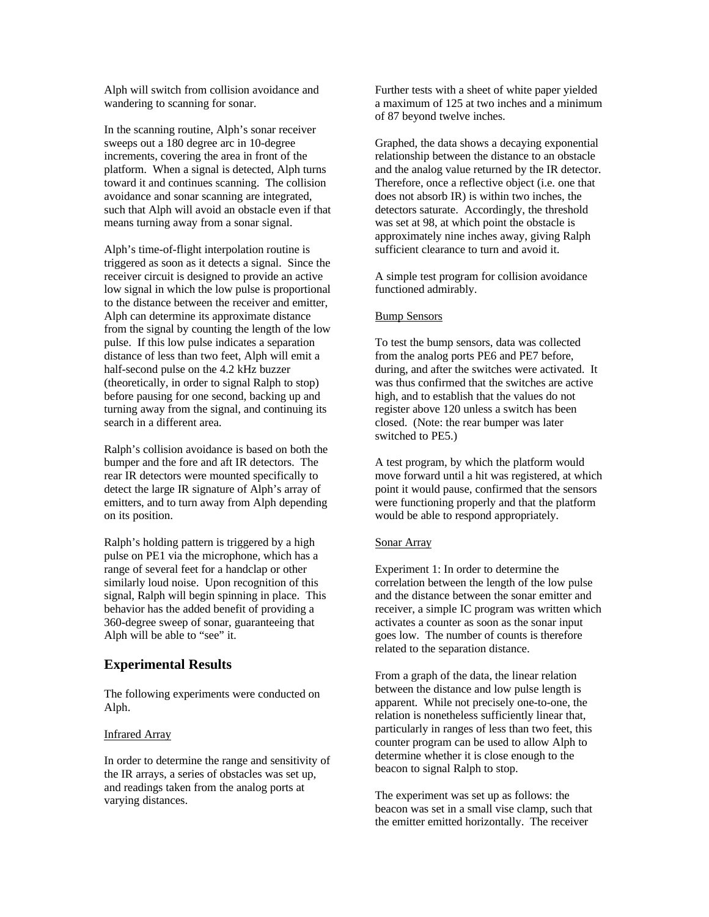Alph will switch from collision avoidance and wandering to scanning for sonar.

In the scanning routine, Alph's sonar receiver sweeps out a 180 degree arc in 10-degree increments, covering the area in front of the platform. When a signal is detected, Alph turns toward it and continues scanning. The collision avoidance and sonar scanning are integrated, such that Alph will avoid an obstacle even if that means turning away from a sonar signal.

Alph's time-of-flight interpolation routine is triggered as soon as it detects a signal. Since the receiver circuit is designed to provide an active low signal in which the low pulse is proportional to the distance between the receiver and emitter, Alph can determine its approximate distance from the signal by counting the length of the low pulse. If this low pulse indicates a separation distance of less than two feet, Alph will emit a half-second pulse on the 4.2 kHz buzzer (theoretically, in order to signal Ralph to stop) before pausing for one second, backing up and turning away from the signal, and continuing its search in a different area.

Ralph's collision avoidance is based on both the bumper and the fore and aft IR detectors. The rear IR detectors were mounted specifically to detect the large IR signature of Alph's array of emitters, and to turn away from Alph depending on its position.

Ralph's holding pattern is triggered by a high pulse on PE1 via the microphone, which has a range of several feet for a handclap or other similarly loud noise. Upon recognition of this signal, Ralph will begin spinning in place. This behavior has the added benefit of providing a 360-degree sweep of sonar, guaranteeing that Alph will be able to "see" it.

## Experimental Results

The following experiments were conducted on Alph.

Infrared Array

In order to determine the range and sensitivity of the IR arrays, a series of obstacles was set up, and readings taken from the analog ports at varying distances.

Further tests with a sheet of white paper yielded a maximum of 125 at two inches and a minimum of 87 beyond twelve inches.

Graphed, the data shows a decaying exponential relationship between the distance to an obstacle and the analog value returned by the IR detector. Therefore, once a reflective object (i.e. one that does not absorb IR) is within two inches, the detectors saturate. Accordingly, the threshold was set at 98, at which point the obstacle is approximately nine inches away, giving Ralph sufficient clearance to turn and avoid it.

A simple test program for collision avoidance functioned admirably.

Bump Sensors

To test the bump sensors, data was collected from the analog ports PE6 and PE7 before, during, and after the switches were activated. It was thus confirmed that the switches are active high, and to establish that the values do not register above 120 unless a switch has been closed. (Note: the rear bumper was later switched to PE5.)

A test program, by which the platform would move forward until a hit was registered, at which point it would pause, confirmed that the sensors were functioning properly and that the platform would be able to respond appropriately.

Sonar Array

Experiment 1: In order to determine the correlation between the length of the low pulse and the distance between the sonar emitter and receiver, a simple IC program was written which activates a counter as soon as the sonar input goes low. The number of counts is therefore related to the separation distance.

From a graph of the data, the linear relation between the distance and low pulse length is apparent. While not precisely one-to-one, the relation is nonetheless sufficiently linear that, particularly in ranges of less than two feet, this counter program can be used to allow Alph to determine whether it is close enough to the beacon to signal Ralph to stop.

The experiment was set up as follows: the beacon was set in a small vise clamp, such that the emitter emitted horizontally. The receiver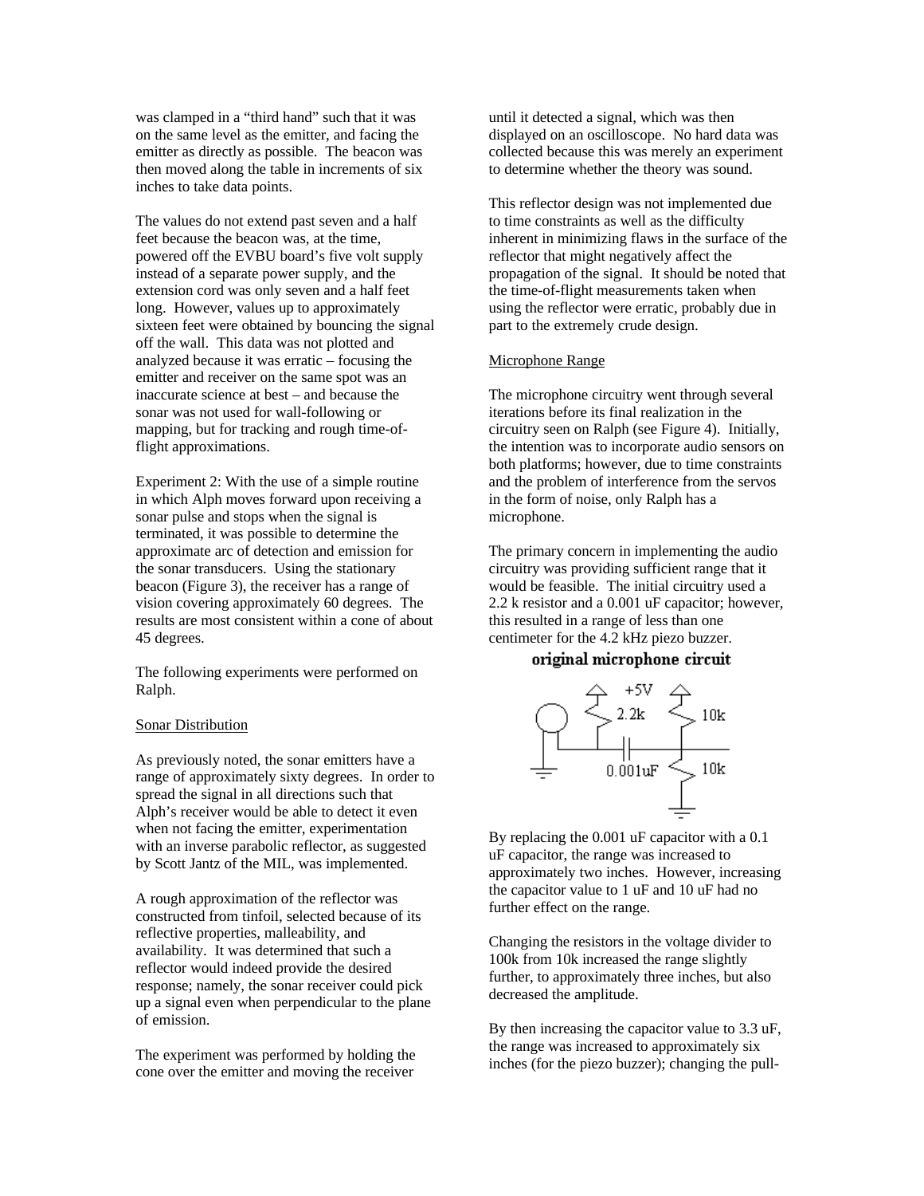was clamped in a "third hand" such that it was on the same level as the emitter, and facing the emitter as directly as possible. The beacon was then moved along the table in increments of six inches to take data points.

The values do not extend past seven and a half feet because the beacon was, at the time, powered off the EVBU board's five volt supply instead of a separate power supply, and the extension cord was only seven and a half feet long. However, values up to approximately sixteen feet were obtained by bouncing the signal off the wall. This data was not plotted and analyzed because it was erratic – focusing the emitter and receiver on the same spot was an inaccurate science at best – and because the sonar was not used for wall-following or mapping, but for tracking and rough time-of-flight approximations.

Experiment 2: With the use of a simple routine in which Alph moves forward upon receiving a sonar pulse and stops when the signal is terminated, it was possible to determine the approximate arc of detection and emission for the sonar transducers. Using the stationary beacon (Figure 3), the receiver has a range of vision covering approximately 60 degrees. The results are most consistent within a cone of about 45 degrees.

The following experiments were performed on Ralph.

Sonar Distribution

As previously noted, the sonar emitters have a range of approximately sixty degrees. In order to spread the signal in all directions such that Alph's receiver would be able to detect it even when not facing the emitter, experimentation with an inverse parabolic reflector, as suggested by Scott Jantz of the MIL, was implemented.

A rough approximation of the reflector was constructed from tinfoil, selected because of its reflective properties, malleability, and availability. It was determined that such a reflector would indeed provide the desired response; namely, the sonar receiver could pick up a signal even when perpendicular to the plane of emission.

The experiment was performed by holding the cone over the emitter and moving the receiver until it detected a signal, which was then displayed on an oscilloscope. No hard data was collected because this was merely an experiment to determine whether the theory was sound.

This reflector design was not implemented due to time constraints as well as the difficulty inherent in minimizing flaws in the surface of the reflector that might negatively affect the propagation of the signal. It should be noted that the time-of-flight measurements taken when using the reflector were erratic, probably due in part to the extremely crude design.

Microphone Range

The microphone circuitry went through several iterations before its final realization in the circuitry seen on Ralph (see Figure 4). Initially, the intention was to incorporate audio sensors on both platforms; however, due to time constraints and the problem of interference from the servos in the form of noise, only Ralph has a microphone.

The primary concern in implementing the audio circuitry was providing sufficient range that it would be feasible. The initial circuitry used a 2.2 k resistor and a 0.001 uF capacitor; however, this resulted in a range of less than one centimeter for the 4.2 kHz piezo buzzer.

**original microphone circuit**

+5V, 2.2k, 10k, 0.001uF, 10k

By replacing the 0.001 uF capacitor with a 0.1 uF capacitor, the range was increased to approximately two inches. However, increasing the capacitor value to 1 uF and 10 uF had no further effect on the range.

Changing the resistors in the voltage divider to 100k from 10k increased the range slightly further, to approximately three inches, but also decreased the amplitude.

By then increasing the capacitor value to 3.3 uF, the range was increased to approximately six inches (for the piezo buzzer); changing the pull-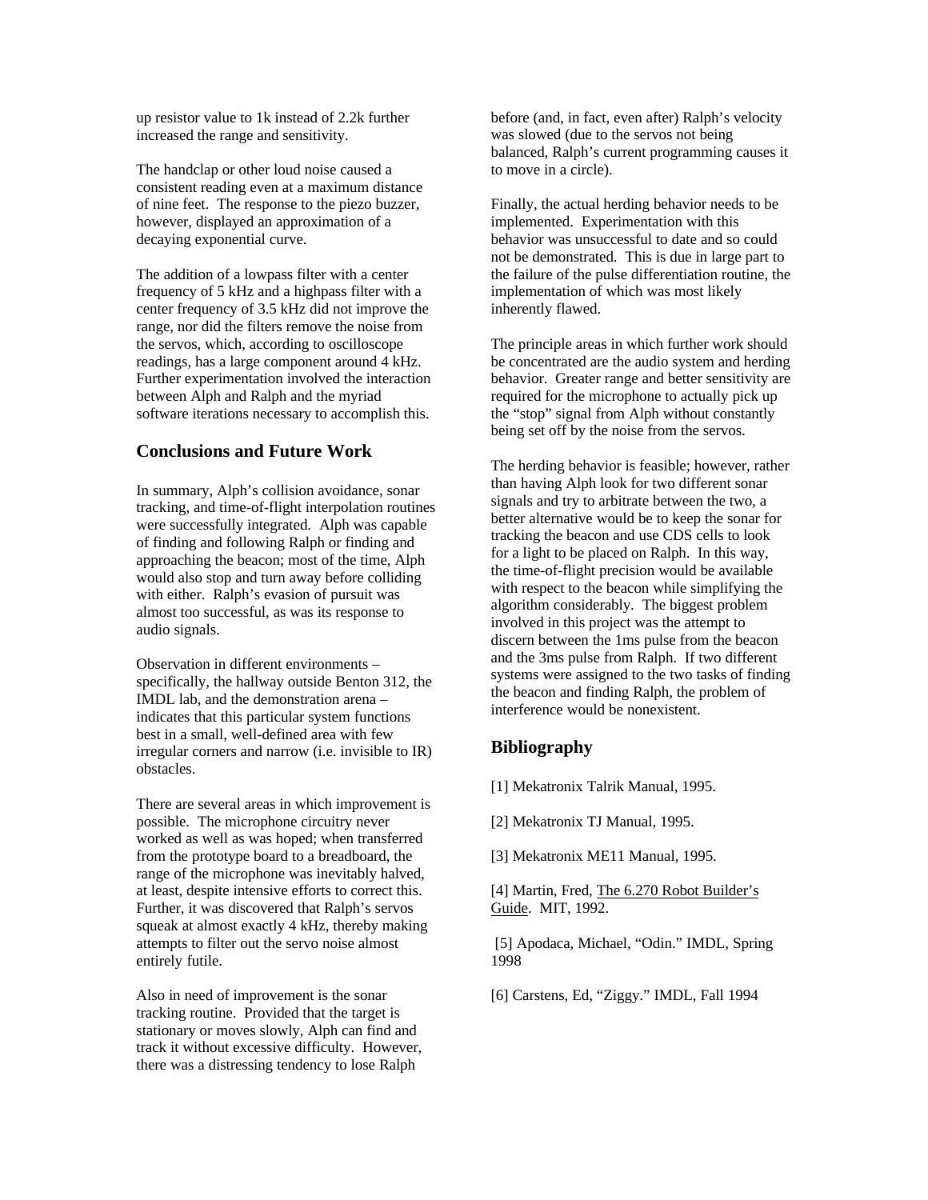up resistor value to 1k instead of 2.2k further increased the range and sensitivity.

The handclap or other loud noise caused a consistent reading even at a maximum distance of nine feet. The response to the piezo buzzer, however, displayed an approximation of a decaying exponential curve.

The addition of a lowpass filter with a center frequency of 5 kHz and a highpass filter with a center frequency of 3.5 kHz did not improve the range, nor did the filters remove the noise from the servos, which, according to oscilloscope readings, has a large component around 4 kHz. Further experimentation involved the interaction between Alph and Ralph and the myriad software iterations necessary to accomplish this.

## Conclusions and Future Work

In summary, Alph's collision avoidance, sonar tracking, and time-of-flight interpolation routines were successfully integrated. Alph was capable of finding and following Ralph or finding and approaching the beacon; most of the time, Alph would also stop and turn away before colliding with either. Ralph's evasion of pursuit was almost too successful, as was its response to audio signals.

Observation in different environments – specifically, the hallway outside Benton 312, the IMDL lab, and the demonstration arena – indicates that this particular system functions best in a small, well-defined area with few irregular corners and narrow (i.e. invisible to IR) obstacles.

There are several areas in which improvement is possible. The microphone circuitry never worked as well as was hoped; when transferred from the prototype board to a breadboard, the range of the microphone was inevitably halved, at least, despite intensive efforts to correct this. Further, it was discovered that Ralph's servos squeak at almost exactly 4 kHz, thereby making attempts to filter out the servo noise almost entirely futile.

Also in need of improvement is the sonar tracking routine. Provided that the target is stationary or moves slowly, Alph can find and track it without excessive difficulty. However, there was a distressing tendency to lose Ralph before (and, in fact, even after) Ralph's velocity was slowed (due to the servos not being balanced, Ralph's current programming causes it to move in a circle).

Finally, the actual herding behavior needs to be implemented. Experimentation with this behavior was unsuccessful to date and so could not be demonstrated. This is due in large part to the failure of the pulse differentiation routine, the implementation of which was most likely inherently flawed.

The principle areas in which further work should be concentrated are the audio system and herding behavior. Greater range and better sensitivity are required for the microphone to actually pick up the "stop" signal from Alph without constantly being set off by the noise from the servos.

The herding behavior is feasible; however, rather than having Alph look for two different sonar signals and try to arbitrate between the two, a better alternative would be to keep the sonar for tracking the beacon and use CDS cells to look for a light to be placed on Ralph. In this way, the time-of-flight precision would be available with respect to the beacon while simplifying the algorithm considerably. The biggest problem involved in this project was the attempt to discern between the 1ms pulse from the beacon and the 3ms pulse from Ralph. If two different systems were assigned to the two tasks of finding the beacon and finding Ralph, the problem of interference would be nonexistent.

## Bibliography

[1] Mekatronix Talrik Manual, 1995.

[2] Mekatronix TJ Manual, 1995.

[3] Mekatronix ME11 Manual, 1995.

[4] Martin, Fred, The 6.270 Robot Builder's Guide. MIT, 1992.

[5] Apodaca, Michael, "Odin." IMDL, Spring 1998

[6] Carstens, Ed, "Ziggy." IMDL, Fall 1994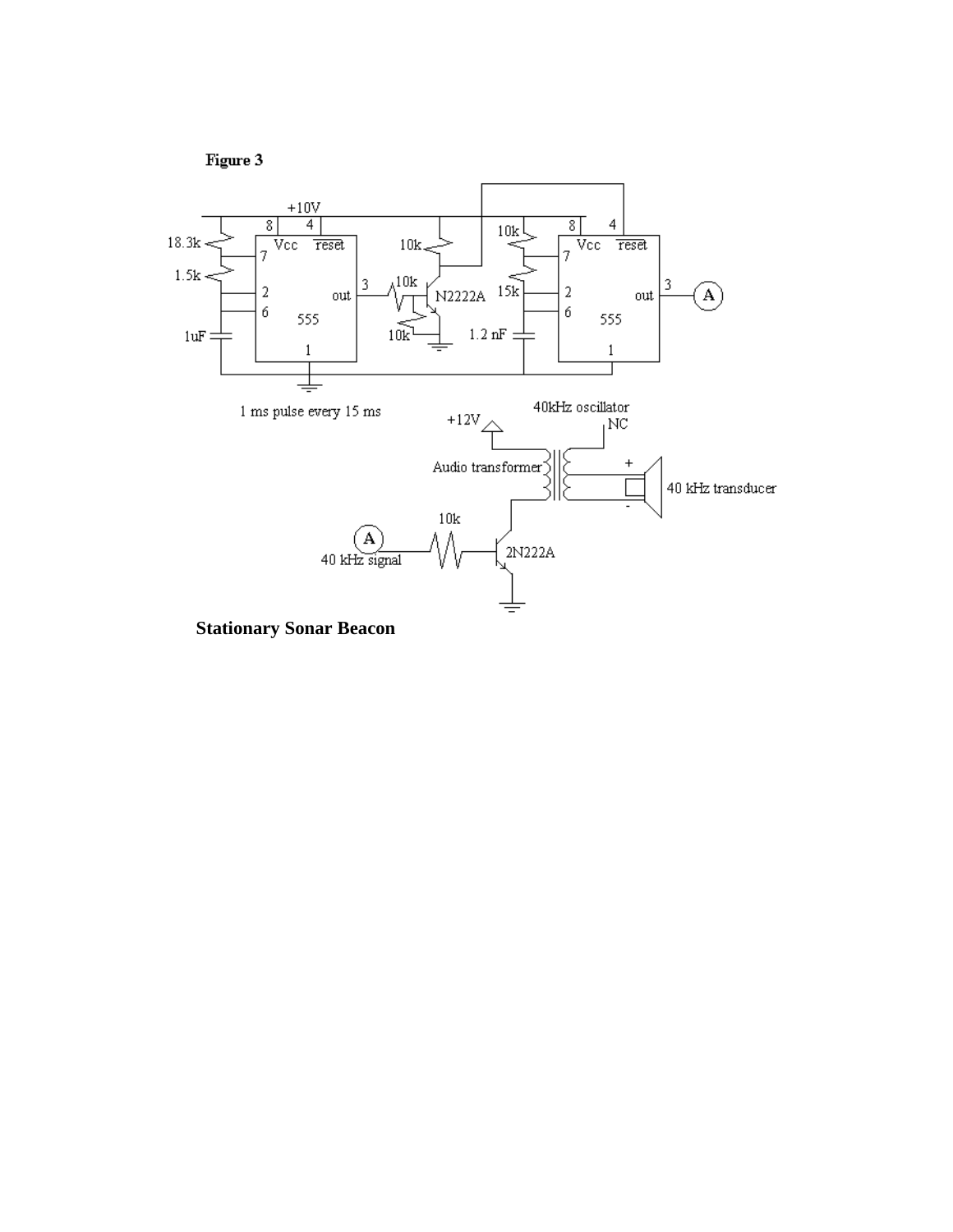**Figure 3**

+10V

8 4

18.3k

Vcc reset

7

1.5k

2

6

555

out

3

1uF

1

10k

10k

N2222A

10k

10k

15k

1.2 nF

8 4

Vcc reset

7

2

6

555

out

3

1

A

1 ms pulse every 15 ms

40kHz oscillator

+12V

NC

Audio transformer

+

-

40 kHz transducer

10k

A

40 kHz signal

2N222A

**Stationary Sonar Beacon**